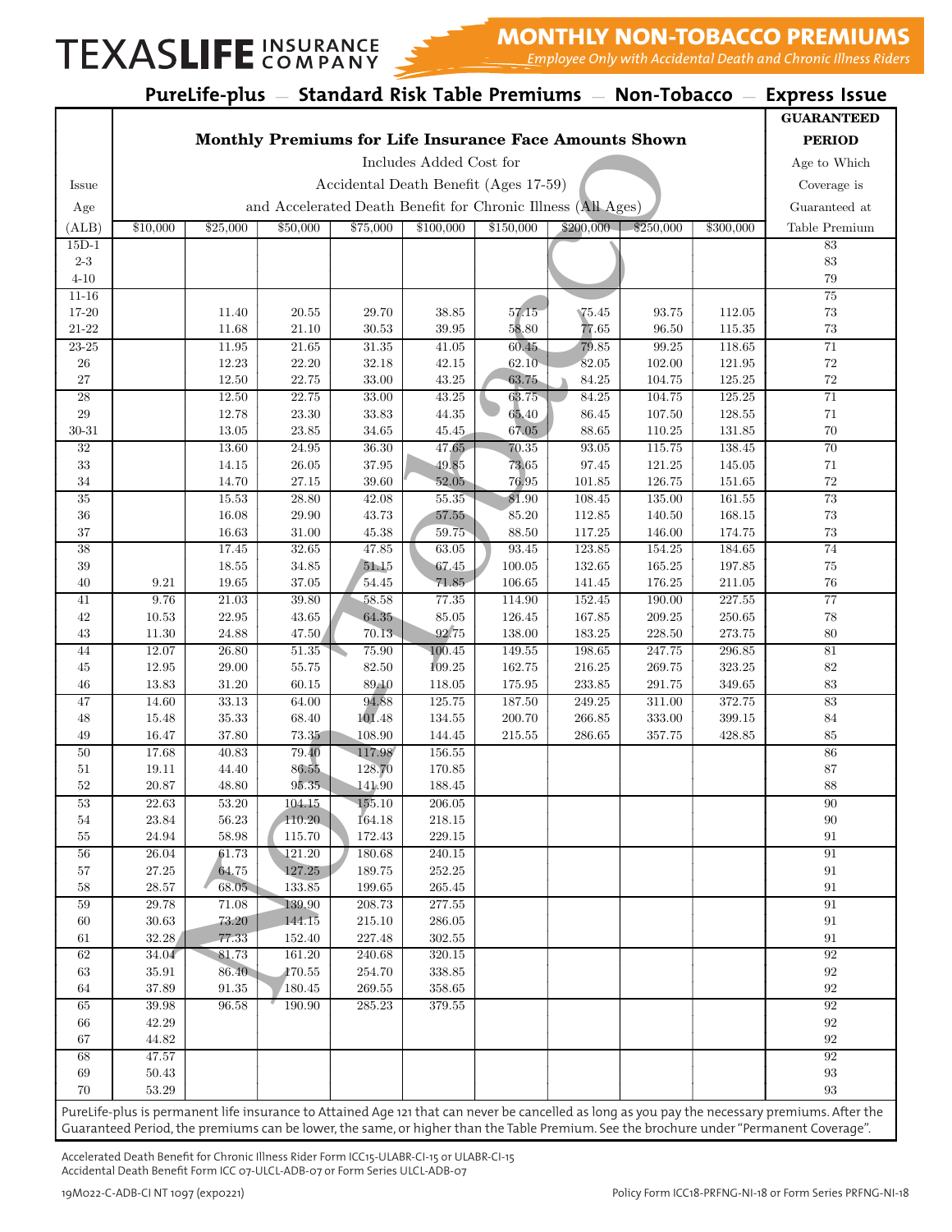TEXASLIFE INSURANCE COMPANY

# MONTHLY NON-TOBACCO PREMIUMS

*Employee Only with Accidental Death and Chronic Illness Riders*

## PureLife-plus — Standard Risk Table Premiums — Non-Tobacco — Express Issue

| Issue Age (ALB) | Monthly Premiums for Life Insurance Face Amounts Shown — Includes Added Cost for Accidental Death Benefit (Ages 17-59) and Accelerated Death Benefit for Chronic Illness (All Ages) | | | | | | | | | GUARANTEED PERIOD Age to Which Coverage is Guaranteed at Table Premium |
|---|---|---|---|---|---|---|---|---|---|---|
| | $10,000 | $25,000 | $50,000 | $75,000 | $100,000 | $150,000 | $200,000 | $250,000 | $300,000 | |
| 15D-1 | | | | | | | | | | 83 |
| 2-3 | | | | | | | | | | 83 |
| 4-10 | | | | | | | | | | 79 |
| 11-16 | | | | | | | | | | 75 |
| 17-20 | | 11.40 | 20.55 | 29.70 | 38.85 | 57.15 | 75.45 | 93.75 | 112.05 | 73 |
| 21-22 | | 11.68 | 21.10 | 30.53 | 39.95 | 58.80 | 77.65 | 96.50 | 115.35 | 73 |
| 23-25 | | 11.95 | 21.65 | 31.35 | 41.05 | 60.45 | 79.85 | 99.25 | 118.65 | 71 |
| 26 | | 12.23 | 22.20 | 32.18 | 42.15 | 62.10 | 82.05 | 102.00 | 121.95 | 72 |
| 27 | | 12.50 | 22.75 | 33.00 | 43.25 | 63.75 | 84.25 | 104.75 | 125.25 | 72 |
| 28 | | 12.50 | 22.75 | 33.00 | 43.25 | 63.75 | 84.25 | 104.75 | 125.25 | 71 |
| 29 | | 12.78 | 23.30 | 33.83 | 44.35 | 65.40 | 86.45 | 107.50 | 128.55 | 71 |
| 30-31 | | 13.05 | 23.85 | 34.65 | 45.45 | 67.05 | 88.65 | 110.25 | 131.85 | 70 |
| 32 | | 13.60 | 24.95 | 36.30 | 47.65 | 70.35 | 93.05 | 115.75 | 138.45 | 70 |
| 33 | | 14.15 | 26.05 | 37.95 | 49.85 | 73.65 | 97.45 | 121.25 | 145.05 | 71 |
| 34 | | 14.70 | 27.15 | 39.60 | 52.05 | 76.95 | 101.85 | 126.75 | 151.65 | 72 |
| 35 | | 15.53 | 28.80 | 42.08 | 55.35 | 81.90 | 108.45 | 135.00 | 161.55 | 73 |
| 36 | | 16.08 | 29.90 | 43.73 | 57.55 | 85.20 | 112.85 | 140.50 | 168.15 | 73 |
| 37 | | 16.63 | 31.00 | 45.38 | 59.75 | 88.50 | 117.25 | 146.00 | 174.75 | 73 |
| 38 | | 17.45 | 32.65 | 47.85 | 63.05 | 93.45 | 123.85 | 154.25 | 184.65 | 74 |
| 39 | | 18.55 | 34.85 | 51.15 | 67.45 | 100.05 | 132.65 | 165.25 | 197.85 | 75 |
| 40 | 9.21 | 19.65 | 37.05 | 54.45 | 71.85 | 106.65 | 141.45 | 176.25 | 211.05 | 76 |
| 41 | 9.76 | 21.03 | 39.80 | 58.58 | 77.35 | 114.90 | 152.45 | 190.00 | 227.55 | 77 |
| 42 | 10.53 | 22.95 | 43.65 | 64.35 | 85.05 | 126.45 | 167.85 | 209.25 | 250.65 | 78 |
| 43 | 11.30 | 24.88 | 47.50 | 70.13 | 92.75 | 138.00 | 183.25 | 228.50 | 273.75 | 80 |
| 44 | 12.07 | 26.80 | 51.35 | 75.90 | 100.45 | 149.55 | 198.65 | 247.75 | 296.85 | 81 |
| 45 | 12.95 | 29.00 | 55.75 | 82.50 | 109.25 | 162.75 | 216.25 | 269.75 | 323.25 | 82 |
| 46 | 13.83 | 31.20 | 60.15 | 89.10 | 118.05 | 175.95 | 233.85 | 291.75 | 349.65 | 83 |
| 47 | 14.60 | 33.13 | 64.00 | 94.88 | 125.75 | 187.50 | 249.25 | 311.00 | 372.75 | 83 |
| 48 | 15.48 | 35.33 | 68.40 | 101.48 | 134.55 | 200.70 | 266.85 | 333.00 | 399.15 | 84 |
| 49 | 16.47 | 37.80 | 73.35 | 108.90 | 144.45 | 215.55 | 286.65 | 357.75 | 428.85 | 85 |
| 50 | 17.68 | 40.83 | 79.40 | 117.98 | 156.55 | | | | | 86 |
| 51 | 19.11 | 44.40 | 86.55 | 128.70 | 170.85 | | | | | 87 |
| 52 | 20.87 | 48.80 | 95.35 | 141.90 | 188.45 | | | | | 88 |
| 53 | 22.63 | 53.20 | 104.15 | 155.10 | 206.05 | | | | | 90 |
| 54 | 23.84 | 56.23 | 110.20 | 164.18 | 218.15 | | | | | 90 |
| 55 | 24.94 | 58.98 | 115.70 | 172.43 | 229.15 | | | | | 91 |
| 56 | 26.04 | 61.73 | 121.20 | 180.68 | 240.15 | | | | | 91 |
| 57 | 27.25 | 64.75 | 127.25 | 189.75 | 252.25 | | | | | 91 |
| 58 | 28.57 | 68.05 | 133.85 | 199.65 | 265.45 | | | | | 91 |
| 59 | 29.78 | 71.08 | 139.90 | 208.73 | 277.55 | | | | | 91 |
| 60 | 30.63 | 73.20 | 144.15 | 215.10 | 286.05 | | | | | 91 |
| 61 | 32.28 | 77.33 | 152.40 | 227.48 | 302.55 | | | | | 91 |
| 62 | 34.04 | 81.73 | 161.20 | 240.68 | 320.15 | | | | | 92 |
| 63 | 35.91 | 86.40 | 170.55 | 254.70 | 338.85 | | | | | 92 |
| 64 | 37.89 | 91.35 | 180.45 | 269.55 | 358.65 | | | | | 92 |
| 65 | 39.98 | 96.58 | 190.90 | 285.23 | 379.55 | | | | | 92 |
| 66 | 42.29 | | | | | | | | | 92 |
| 67 | 44.82 | | | | | | | | | 92 |
| 68 | 47.57 | | | | | | | | | 92 |
| 69 | 50.43 | | | | | | | | | 93 |
| 70 | 53.29 | | | | | | | | | 93 |

PureLife-plus is permanent life insurance to Attained Age 121 that can never be cancelled as long as you pay the necessary premiums. After the Guaranteed Period, the premiums can be lower, the same, or higher than the Table Premium. See the brochure under "Permanent Coverage".

Accelerated Death Benefit for Chronic Illness Rider Form ICC15-ULABR-CI-15 or ULABR-CI-15
Accidental Death Benefit Form ICC 07-ULCL-ADB-07 or Form Series ULCL-ADB-07

19M022-C-ADB-CI NT 1097 (exp0221)

Policy Form ICC18-PRFNG-NI-18 or Form Series PRFNG-NI-18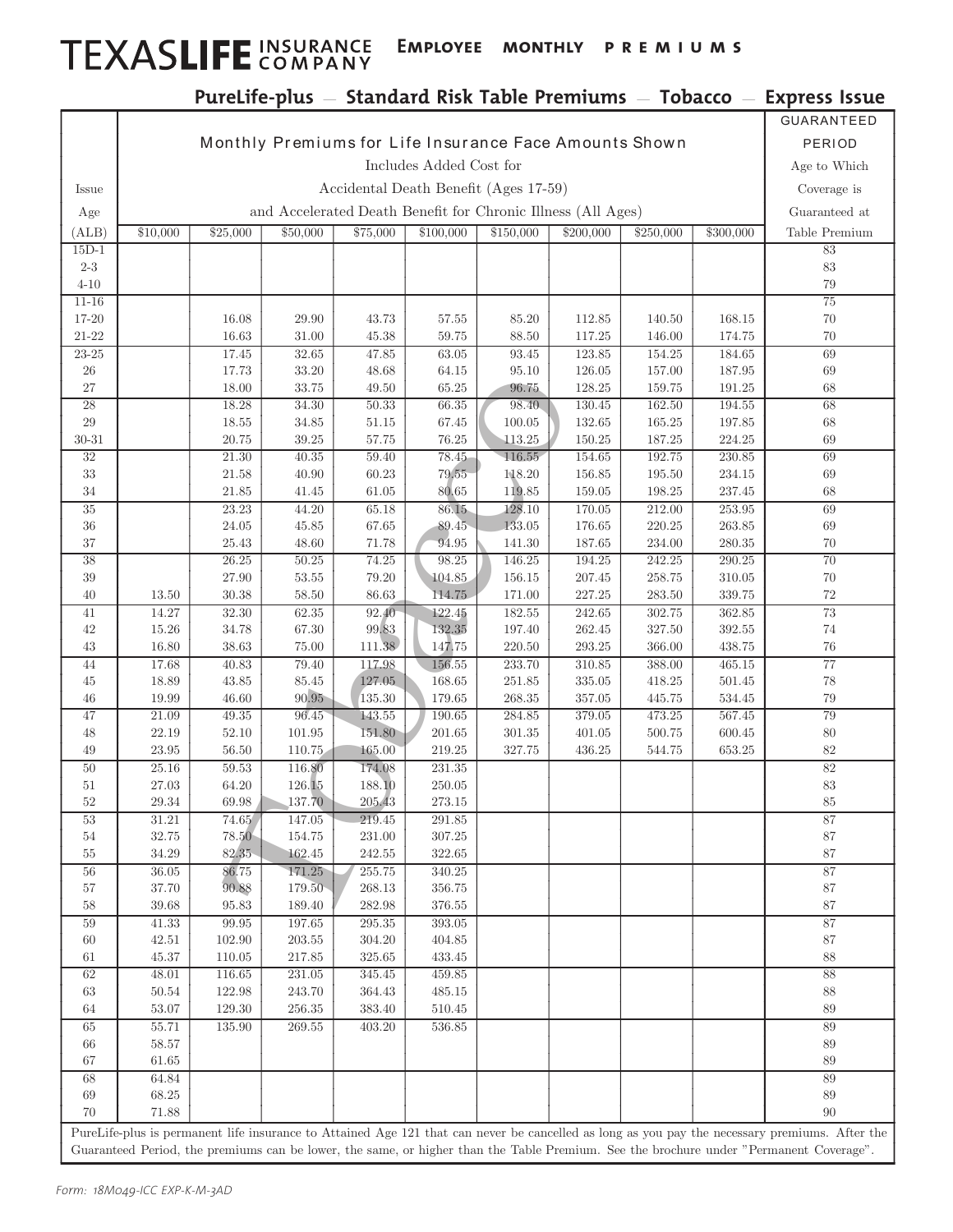# TEXASLIFE INSURANCE COMPANY — Employee monthly premiums

## PureLife-plus — Standard Risk Table Premiums — Tobacco — Express Issue

| Issue Age (ALB) | Monthly Premiums for Life Insurance Face Amounts Shown. Includes Added Cost for Accidental Death Benefit (Ages 17-59) and Accelerated Death Benefit for Chronic Illness (All Ages) | | | | | | | | | GUARANTEED PERIOD Age to Which Coverage is Guaranteed at Table Premium |
|---|---|---|---|---|---|---|---|---|---|---|
| | $10,000 | $25,000 | $50,000 | $75,000 | $100,000 | $150,000 | $200,000 | $250,000 | $300,000 | |
| 15D-1 | | | | | | | | | | 83 |
| 2-3 | | | | | | | | | | 83 |
| 4-10 | | | | | | | | | | 79 |
| 11-16 | | | | | | | | | | 75 |
| 17-20 | | 16.08 | 29.90 | 43.73 | 57.55 | 85.20 | 112.85 | 140.50 | 168.15 | 70 |
| 21-22 | | 16.63 | 31.00 | 45.38 | 59.75 | 88.50 | 117.25 | 146.00 | 174.75 | 70 |
| 23-25 | | 17.45 | 32.65 | 47.85 | 63.05 | 93.45 | 123.85 | 154.25 | 184.65 | 69 |
| 26 | | 17.73 | 33.20 | 48.68 | 64.15 | 95.10 | 126.05 | 157.00 | 187.95 | 69 |
| 27 | | 18.00 | 33.75 | 49.50 | 65.25 | 96.75 | 128.25 | 159.75 | 191.25 | 68 |
| 28 | | 18.28 | 34.30 | 50.33 | 66.35 | 98.40 | 130.45 | 162.50 | 194.55 | 68 |
| 29 | | 18.55 | 34.85 | 51.15 | 67.45 | 100.05 | 132.65 | 165.25 | 197.85 | 68 |
| 30-31 | | 20.75 | 39.25 | 57.75 | 76.25 | 113.25 | 150.25 | 187.25 | 224.25 | 69 |
| 32 | | 21.30 | 40.35 | 59.40 | 78.45 | 116.55 | 154.65 | 192.75 | 230.85 | 69 |
| 33 | | 21.58 | 40.90 | 60.23 | 79.55 | 118.20 | 156.85 | 195.50 | 234.15 | 69 |
| 34 | | 21.85 | 41.45 | 61.05 | 80.65 | 119.85 | 159.05 | 198.25 | 237.45 | 68 |
| 35 | | 23.23 | 44.20 | 65.18 | 86.15 | 128.10 | 170.05 | 212.00 | 253.95 | 69 |
| 36 | | 24.05 | 45.85 | 67.65 | 89.45 | 133.05 | 176.65 | 220.25 | 263.85 | 69 |
| 37 | | 25.43 | 48.60 | 71.78 | 94.95 | 141.30 | 187.65 | 234.00 | 280.35 | 70 |
| 38 | | 26.25 | 50.25 | 74.25 | 98.25 | 146.25 | 194.25 | 242.25 | 290.25 | 70 |
| 39 | | 27.90 | 53.55 | 79.20 | 104.85 | 156.15 | 207.45 | 258.75 | 310.05 | 70 |
| 40 | 13.50 | 30.38 | 58.50 | 86.63 | 114.75 | 171.00 | 227.25 | 283.50 | 339.75 | 72 |
| 41 | 14.27 | 32.30 | 62.35 | 92.40 | 122.45 | 182.55 | 242.65 | 302.75 | 362.85 | 73 |
| 42 | 15.26 | 34.78 | 67.30 | 99.83 | 132.35 | 197.40 | 262.45 | 327.50 | 392.55 | 74 |
| 43 | 16.80 | 38.63 | 75.00 | 111.38 | 147.75 | 220.50 | 293.25 | 366.00 | 438.75 | 76 |
| 44 | 17.68 | 40.83 | 79.40 | 117.98 | 156.55 | 233.70 | 310.85 | 388.00 | 465.15 | 77 |
| 45 | 18.89 | 43.85 | 85.45 | 127.05 | 168.65 | 251.85 | 335.05 | 418.25 | 501.45 | 78 |
| 46 | 19.99 | 46.60 | 90.95 | 135.30 | 179.65 | 268.35 | 357.05 | 445.75 | 534.45 | 79 |
| 47 | 21.09 | 49.35 | 96.45 | 143.55 | 190.65 | 284.85 | 379.05 | 473.25 | 567.45 | 79 |
| 48 | 22.19 | 52.10 | 101.95 | 151.80 | 201.65 | 301.35 | 401.05 | 500.75 | 600.45 | 80 |
| 49 | 23.95 | 56.50 | 110.75 | 165.00 | 219.25 | 327.75 | 436.25 | 544.75 | 653.25 | 82 |
| 50 | 25.16 | 59.53 | 116.80 | 174.08 | 231.35 | | | | | 82 |
| 51 | 27.03 | 64.20 | 126.15 | 188.10 | 250.05 | | | | | 83 |
| 52 | 29.34 | 69.98 | 137.70 | 205.43 | 273.15 | | | | | 85 |
| 53 | 31.21 | 74.65 | 147.05 | 219.45 | 291.85 | | | | | 87 |
| 54 | 32.75 | 78.50 | 154.75 | 231.00 | 307.25 | | | | | 87 |
| 55 | 34.29 | 82.35 | 162.45 | 242.55 | 322.65 | | | | | 87 |
| 56 | 36.05 | 86.75 | 171.25 | 255.75 | 340.25 | | | | | 87 |
| 57 | 37.70 | 90.88 | 179.50 | 268.13 | 356.75 | | | | | 87 |
| 58 | 39.68 | 95.83 | 189.40 | 282.98 | 376.55 | | | | | 87 |
| 59 | 41.33 | 99.95 | 197.65 | 295.35 | 393.05 | | | | | 87 |
| 60 | 42.51 | 102.90 | 203.55 | 304.20 | 404.85 | | | | | 87 |
| 61 | 45.37 | 110.05 | 217.85 | 325.65 | 433.45 | | | | | 88 |
| 62 | 48.01 | 116.65 | 231.05 | 345.45 | 459.85 | | | | | 88 |
| 63 | 50.54 | 122.98 | 243.70 | 364.43 | 485.15 | | | | | 88 |
| 64 | 53.07 | 129.30 | 256.35 | 383.40 | 510.45 | | | | | 89 |
| 65 | 55.71 | 135.90 | 269.55 | 403.20 | 536.85 | | | | | 89 |
| 66 | 58.57 | | | | | | | | | 89 |
| 67 | 61.65 | | | | | | | | | 89 |
| 68 | 64.84 | | | | | | | | | 89 |
| 69 | 68.25 | | | | | | | | | 89 |
| 70 | 71.88 | | | | | | | | | 90 |

PureLife-plus is permanent life insurance to Attained Age 121 that can never be cancelled as long as you pay the necessary premiums. After the Guaranteed Period, the premiums can be lower, the same, or higher than the Table Premium. See the brochure under "Permanent Coverage".

Form: 18M049-ICC EXP-K-M-3AD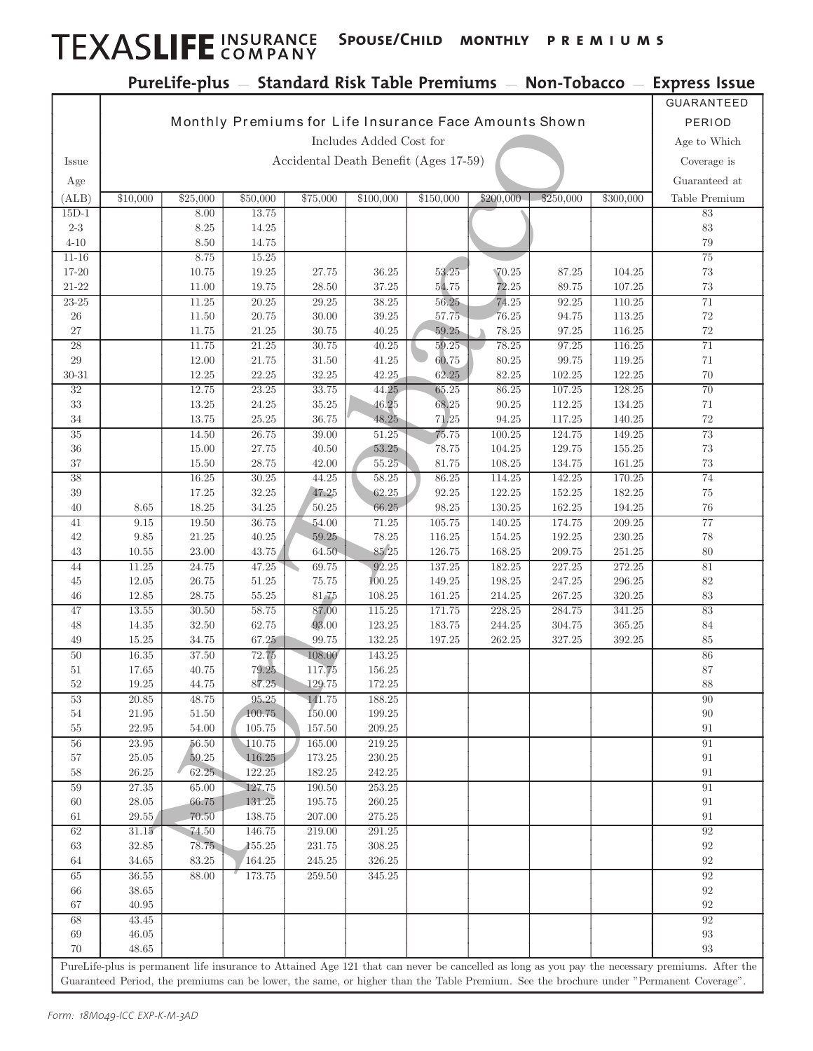# TEXASLIFE INSURANCE COMPANY — Spouse/Child monthly premiums

## PureLife-plus — Standard Risk Table Premiums — Non-Tobacco — Express Issue

| Issue Age (ALB) | Monthly Premiums for Life Insurance Face Amounts Shown — Includes Added Cost for Accidental Death Benefit (Ages 17-59) | | | | | | | | | GUARANTEED PERIOD Age to Which Coverage is Guaranteed at Table Premium |
|---|---|---|---|---|---|---|---|---|---|---|
| | $10,000 | $25,000 | $50,000 | $75,000 | $100,000 | $150,000 | $200,000 | $250,000 | $300,000 | |
| 15D-1 | | 8.00 | 13.75 | | | | | | | 83 |
| 2-3 | | 8.25 | 14.25 | | | | | | | 83 |
| 4-10 | | 8.50 | 14.75 | | | | | | | 79 |
| 11-16 | | 8.75 | 15.25 | | | | | | | 75 |
| 17-20 | | 10.75 | 19.25 | 27.75 | 36.25 | 53.25 | 70.25 | 87.25 | 104.25 | 73 |
| 21-22 | | 11.00 | 19.75 | 28.50 | 37.25 | 54.75 | 72.25 | 89.75 | 107.25 | 73 |
| 23-25 | | 11.25 | 20.25 | 29.25 | 38.25 | 56.25 | 74.25 | 92.25 | 110.25 | 71 |
| 26 | | 11.50 | 20.75 | 30.00 | 39.25 | 57.75 | 76.25 | 94.75 | 113.25 | 72 |
| 27 | | 11.75 | 21.25 | 30.75 | 40.25 | 59.25 | 78.25 | 97.25 | 116.25 | 72 |
| 28 | | 11.75 | 21.25 | 30.75 | 40.25 | 59.25 | 78.25 | 97.25 | 116.25 | 71 |
| 29 | | 12.00 | 21.75 | 31.50 | 41.25 | 60.75 | 80.25 | 99.75 | 119.25 | 71 |
| 30-31 | | 12.25 | 22.25 | 32.25 | 42.25 | 62.25 | 82.25 | 102.25 | 122.25 | 70 |
| 32 | | 12.75 | 23.25 | 33.75 | 44.25 | 65.25 | 86.25 | 107.25 | 128.25 | 70 |
| 33 | | 13.25 | 24.25 | 35.25 | 46.25 | 68.25 | 90.25 | 112.25 | 134.25 | 71 |
| 34 | | 13.75 | 25.25 | 36.75 | 48.25 | 71.25 | 94.25 | 117.25 | 140.25 | 72 |
| 35 | | 14.50 | 26.75 | 39.00 | 51.25 | 75.75 | 100.25 | 124.75 | 149.25 | 73 |
| 36 | | 15.00 | 27.75 | 40.50 | 53.25 | 78.75 | 104.25 | 129.75 | 155.25 | 73 |
| 37 | | 15.50 | 28.75 | 42.00 | 55.25 | 81.75 | 108.25 | 134.75 | 161.25 | 73 |
| 38 | | 16.25 | 30.25 | 44.25 | 58.25 | 86.25 | 114.25 | 142.25 | 170.25 | 74 |
| 39 | | 17.25 | 32.25 | 47.25 | 62.25 | 92.25 | 122.25 | 152.25 | 182.25 | 75 |
| 40 | 8.65 | 18.25 | 34.25 | 50.25 | 66.25 | 98.25 | 130.25 | 162.25 | 194.25 | 76 |
| 41 | 9.15 | 19.50 | 36.75 | 54.00 | 71.25 | 105.75 | 140.25 | 174.75 | 209.25 | 77 |
| 42 | 9.85 | 21.25 | 40.25 | 59.25 | 78.25 | 116.25 | 154.25 | 192.25 | 230.25 | 78 |
| 43 | 10.55 | 23.00 | 43.75 | 64.50 | 85.25 | 126.75 | 168.25 | 209.75 | 251.25 | 80 |
| 44 | 11.25 | 24.75 | 47.25 | 69.75 | 92.25 | 137.25 | 182.25 | 227.25 | 272.25 | 81 |
| 45 | 12.05 | 26.75 | 51.25 | 75.75 | 100.25 | 149.25 | 198.25 | 247.25 | 296.25 | 82 |
| 46 | 12.85 | 28.75 | 55.25 | 81.75 | 108.25 | 161.25 | 214.25 | 267.25 | 320.25 | 83 |
| 47 | 13.55 | 30.50 | 58.75 | 87.00 | 115.25 | 171.75 | 228.25 | 284.75 | 341.25 | 83 |
| 48 | 14.35 | 32.50 | 62.75 | 93.00 | 123.25 | 183.75 | 244.25 | 304.75 | 365.25 | 84 |
| 49 | 15.25 | 34.75 | 67.25 | 99.75 | 132.25 | 197.25 | 262.25 | 327.25 | 392.25 | 85 |
| 50 | 16.35 | 37.50 | 72.75 | 108.00 | 143.25 | | | | | 86 |
| 51 | 17.65 | 40.75 | 79.25 | 117.75 | 156.25 | | | | | 87 |
| 52 | 19.25 | 44.75 | 87.25 | 129.75 | 172.25 | | | | | 88 |
| 53 | 20.85 | 48.75 | 95.25 | 141.75 | 188.25 | | | | | 90 |
| 54 | 21.95 | 51.50 | 100.75 | 150.00 | 199.25 | | | | | 90 |
| 55 | 22.95 | 54.00 | 105.75 | 157.50 | 209.25 | | | | | 91 |
| 56 | 23.95 | 56.50 | 110.75 | 165.00 | 219.25 | | | | | 91 |
| 57 | 25.05 | 59.25 | 116.25 | 173.25 | 230.25 | | | | | 91 |
| 58 | 26.25 | 62.25 | 122.25 | 182.25 | 242.25 | | | | | 91 |
| 59 | 27.35 | 65.00 | 127.75 | 190.50 | 253.25 | | | | | 91 |
| 60 | 28.05 | 66.75 | 131.25 | 195.75 | 260.25 | | | | | 91 |
| 61 | 29.55 | 70.50 | 138.75 | 207.00 | 275.25 | | | | | 91 |
| 62 | 31.15 | 74.50 | 146.75 | 219.00 | 291.25 | | | | | 92 |
| 63 | 32.85 | 78.75 | 155.25 | 231.75 | 308.25 | | | | | 92 |
| 64 | 34.65 | 83.25 | 164.25 | 245.25 | 326.25 | | | | | 92 |
| 65 | 36.55 | 88.00 | 173.75 | 259.50 | 345.25 | | | | | 92 |
| 66 | 38.65 | | | | | | | | | 92 |
| 67 | 40.95 | | | | | | | | | 92 |
| 68 | 43.45 | | | | | | | | | 92 |
| 69 | 46.05 | | | | | | | | | 93 |
| 70 | 48.65 | | | | | | | | | 93 |

PureLife-plus is permanent life insurance to Attained Age 121 that can never be cancelled as long as you pay the necessary premiums. After the Guaranteed Period, the premiums can be lower, the same, or higher than the Table Premium. See the brochure under "Permanent Coverage".

Non-Tobacco

Form: 18M049-ICC EXP-K-M-3AD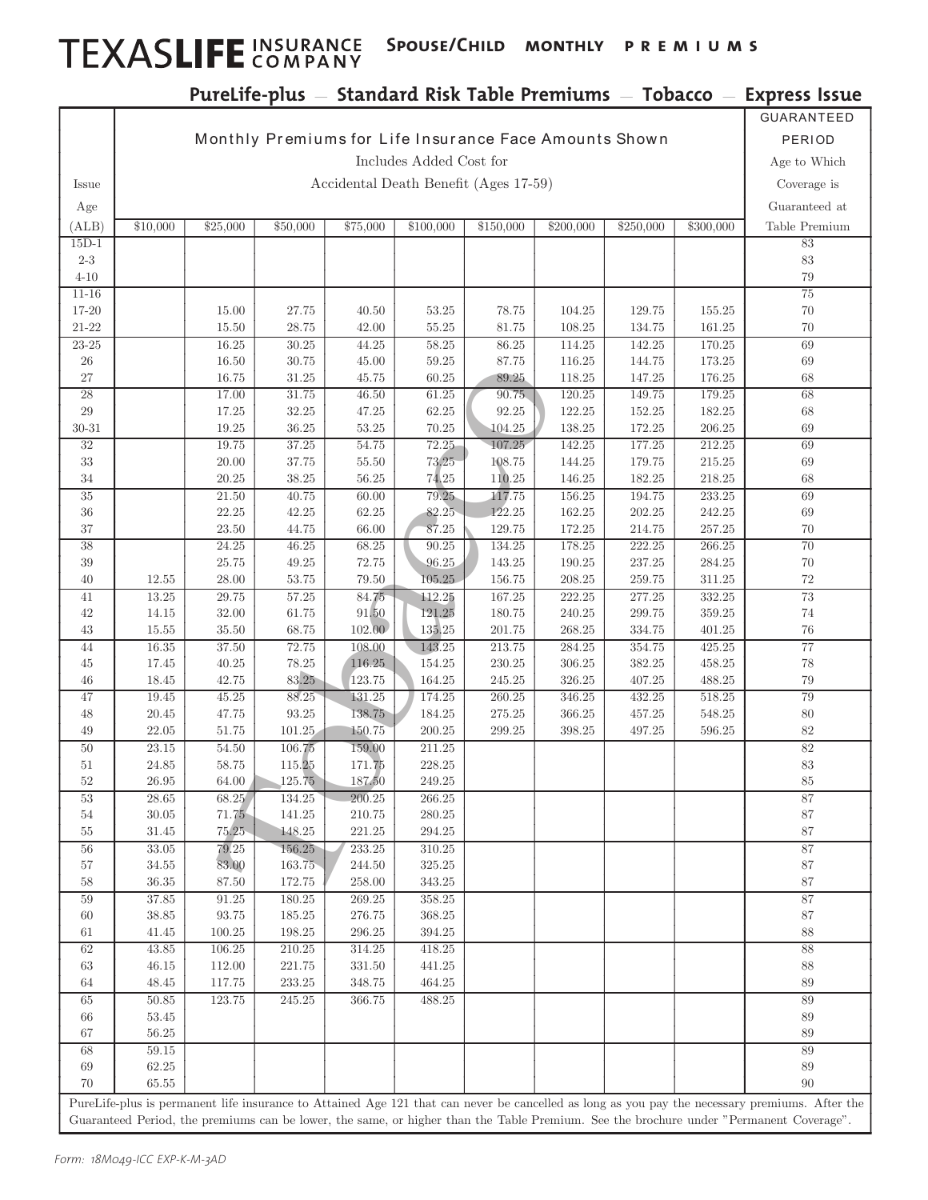# TEXASLIFE INSURANCE COMPANY — Spouse/Child monthly premiums

## PureLife-plus — Standard Risk Table Premiums — Tobacco — Express Issue

| Issue Age (ALB) | Monthly Premiums for Life Insurance Face Amounts Shown — Includes Added Cost for Accidental Death Benefit (Ages 17-59) | | | | | | | | | GUARANTEED PERIOD Age to Which Coverage is Guaranteed at Table Premium |
|---|---|---|---|---|---|---|---|---|---|---|
| | $10,000 | $25,000 | $50,000 | $75,000 | $100,000 | $150,000 | $200,000 | $250,000 | $300,000 | |
| 15D-1 | | | | | | | | | | 83 |
| 2-3 | | | | | | | | | | 83 |
| 4-10 | | | | | | | | | | 79 |
| 11-16 | | | | | | | | | | 75 |
| 17-20 | | 15.00 | 27.75 | 40.50 | 53.25 | 78.75 | 104.25 | 129.75 | 155.25 | 70 |
| 21-22 | | 15.50 | 28.75 | 42.00 | 55.25 | 81.75 | 108.25 | 134.75 | 161.25 | 70 |
| 23-25 | | 16.25 | 30.25 | 44.25 | 58.25 | 86.25 | 114.25 | 142.25 | 170.25 | 69 |
| 26 | | 16.50 | 30.75 | 45.00 | 59.25 | 87.75 | 116.25 | 144.75 | 173.25 | 69 |
| 27 | | 16.75 | 31.25 | 45.75 | 60.25 | 89.25 | 118.25 | 147.25 | 176.25 | 68 |
| 28 | | 17.00 | 31.75 | 46.50 | 61.25 | 90.75 | 120.25 | 149.75 | 179.25 | 68 |
| 29 | | 17.25 | 32.25 | 47.25 | 62.25 | 92.25 | 122.25 | 152.25 | 182.25 | 68 |
| 30-31 | | 19.25 | 36.25 | 53.25 | 70.25 | 104.25 | 138.25 | 172.25 | 206.25 | 69 |
| 32 | | 19.75 | 37.25 | 54.75 | 72.25 | 107.25 | 142.25 | 177.25 | 212.25 | 69 |
| 33 | | 20.00 | 37.75 | 55.50 | 73.25 | 108.75 | 144.25 | 179.75 | 215.25 | 69 |
| 34 | | 20.25 | 38.25 | 56.25 | 74.25 | 110.25 | 146.25 | 182.25 | 218.25 | 68 |
| 35 | | 21.50 | 40.75 | 60.00 | 79.25 | 117.75 | 156.25 | 194.75 | 233.25 | 69 |
| 36 | | 22.25 | 42.25 | 62.25 | 82.25 | 122.25 | 162.25 | 202.25 | 242.25 | 69 |
| 37 | | 23.50 | 44.75 | 66.00 | 87.25 | 129.75 | 172.25 | 214.75 | 257.25 | 70 |
| 38 | | 24.25 | 46.25 | 68.25 | 90.25 | 134.25 | 178.25 | 222.25 | 266.25 | 70 |
| 39 | | 25.75 | 49.25 | 72.75 | 96.25 | 143.25 | 190.25 | 237.25 | 284.25 | 70 |
| 40 | 12.55 | 28.00 | 53.75 | 79.50 | 105.25 | 156.75 | 208.25 | 259.75 | 311.25 | 72 |
| 41 | 13.25 | 29.75 | 57.25 | 84.75 | 112.25 | 167.25 | 222.25 | 277.25 | 332.25 | 73 |
| 42 | 14.15 | 32.00 | 61.75 | 91.50 | 121.25 | 180.75 | 240.25 | 299.75 | 359.25 | 74 |
| 43 | 15.55 | 35.50 | 68.75 | 102.00 | 135.25 | 201.75 | 268.25 | 334.75 | 401.25 | 76 |
| 44 | 16.35 | 37.50 | 72.75 | 108.00 | 143.25 | 213.75 | 284.25 | 354.75 | 425.25 | 77 |
| 45 | 17.45 | 40.25 | 78.25 | 116.25 | 154.25 | 230.25 | 306.25 | 382.25 | 458.25 | 78 |
| 46 | 18.45 | 42.75 | 83.25 | 123.75 | 164.25 | 245.25 | 326.25 | 407.25 | 488.25 | 79 |
| 47 | 19.45 | 45.25 | 88.25 | 131.25 | 174.25 | 260.25 | 346.25 | 432.25 | 518.25 | 79 |
| 48 | 20.45 | 47.75 | 93.25 | 138.75 | 184.25 | 275.25 | 366.25 | 457.25 | 548.25 | 80 |
| 49 | 22.05 | 51.75 | 101.25 | 150.75 | 200.25 | 299.25 | 398.25 | 497.25 | 596.25 | 82 |
| 50 | 23.15 | 54.50 | 106.75 | 159.00 | 211.25 | | | | | 82 |
| 51 | 24.85 | 58.75 | 115.25 | 171.75 | 228.25 | | | | | 83 |
| 52 | 26.95 | 64.00 | 125.75 | 187.50 | 249.25 | | | | | 85 |
| 53 | 28.65 | 68.25 | 134.25 | 200.25 | 266.25 | | | | | 87 |
| 54 | 30.05 | 71.75 | 141.25 | 210.75 | 280.25 | | | | | 87 |
| 55 | 31.45 | 75.25 | 148.25 | 221.25 | 294.25 | | | | | 87 |
| 56 | 33.05 | 79.25 | 156.25 | 233.25 | 310.25 | | | | | 87 |
| 57 | 34.55 | 83.00 | 163.75 | 244.50 | 325.25 | | | | | 87 |
| 58 | 36.35 | 87.50 | 172.75 | 258.00 | 343.25 | | | | | 87 |
| 59 | 37.85 | 91.25 | 180.25 | 269.25 | 358.25 | | | | | 87 |
| 60 | 38.85 | 93.75 | 185.25 | 276.75 | 368.25 | | | | | 87 |
| 61 | 41.45 | 100.25 | 198.25 | 296.25 | 394.25 | | | | | 88 |
| 62 | 43.85 | 106.25 | 210.25 | 314.25 | 418.25 | | | | | 88 |
| 63 | 46.15 | 112.00 | 221.75 | 331.50 | 441.25 | | | | | 88 |
| 64 | 48.45 | 117.75 | 233.25 | 348.75 | 464.25 | | | | | 89 |
| 65 | 50.85 | 123.75 | 245.25 | 366.75 | 488.25 | | | | | 89 |
| 66 | 53.45 | | | | | | | | | 89 |
| 67 | 56.25 | | | | | | | | | 89 |
| 68 | 59.15 | | | | | | | | | 89 |
| 69 | 62.25 | | | | | | | | | 89 |
| 70 | 65.55 | | | | | | | | | 90 |

PureLife-plus is permanent life insurance to Attained Age 121 that can never be cancelled as long as you pay the necessary premiums. After the Guaranteed Period, the premiums can be lower, the same, or higher than the Table Premium. See the brochure under "Permanent Coverage".

Form: 18M049-ICC EXP-K-M-3AD